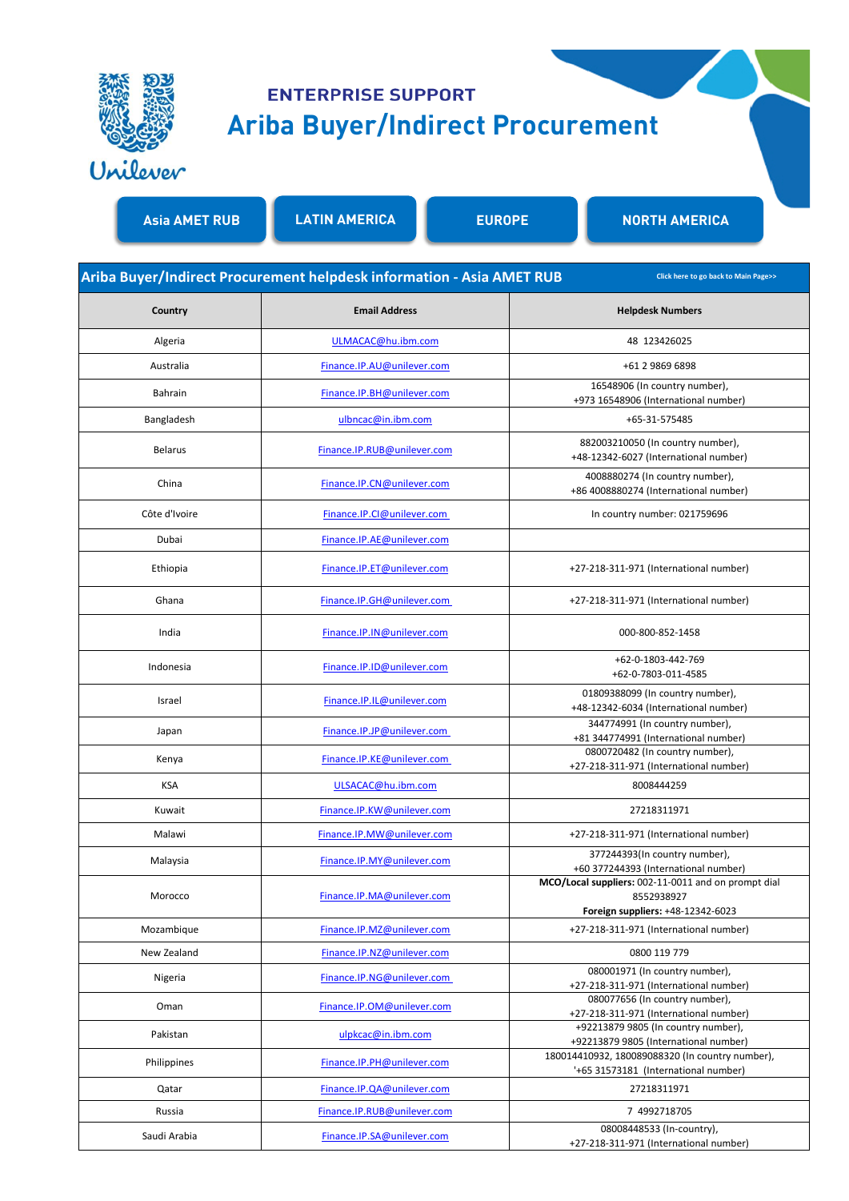Unilever

## ENTERPRISE SUPPORT

# Ariba Buyer/Indirect Procurement

Asia AMET RUB | LATIN AMERICA | EUROPE | NORTH AMERICA

## Ariba Buyer/Indirect Procurement helpdesk information - Asia AMET RUB

Click here to go back to Main Page>>

| Country | Email Address | Helpdesk Numbers |
|---|---|---|
| Algeria | ULMACAC@hu.ibm.com | 48 123426025 |
| Australia | Finance.IP.AU@unilever.com | +61 2 9869 6898 |
| Bahrain | Finance.IP.BH@unilever.com | 16548906 (In country number), +973 16548906 (International number) |
| Bangladesh | ulbncac@in.ibm.com | +65-31-575485 |
| Belarus | Finance.IP.RUB@unilever.com | 882003210050 (In country number), +48-12342-6027 (International number) |
| China | Finance.IP.CN@unilever.com | 4008880274 (In country number), +86 4008880274 (International number) |
| Côte d'Ivoire | Finance.IP.CI@unilever.com | In country number: 021759696 |
| Dubai | Finance.IP.AE@unilever.com | |
| Ethiopia | Finance.IP.ET@unilever.com | +27-218-311-971 (International number) |
| Ghana | Finance.IP.GH@unilever.com | +27-218-311-971 (International number) |
| India | Finance.IP.IN@unilever.com | 000-800-852-1458 |
| Indonesia | Finance.IP.ID@unilever.com | +62-0-1803-442-769<br>+62-0-7803-011-4585 |
| Israel | Finance.IP.IL@unilever.com | 01809388099 (In country number), +48-12342-6034 (International number) |
| Japan | Finance.IP.JP@unilever.com | 344774991 (In country number), +81 344774991 (International number) |
| Kenya | Finance.IP.KE@unilever.com | 0800720482 (In country number), +27-218-311-971 (International number) |
| KSA | ULSACAC@hu.ibm.com | 8008444259 |
| Kuwait | Finance.IP.KW@unilever.com | 27218311971 |
| Malawi | Finance.IP.MW@unilever.com | +27-218-311-971 (International number) |
| Malaysia | Finance.IP.MY@unilever.com | 377244393(In country number), +60 377244393 (International number) |
| Morocco | Finance.IP.MA@unilever.com | **MCO/Local suppliers:** 002-11-0011 and on prompt dial 8552938927<br>**Foreign suppliers:** +48-12342-6023 |
| Mozambique | Finance.IP.MZ@unilever.com | +27-218-311-971 (International number) |
| New Zealand | Finance.IP.NZ@unilever.com | 0800 119 779 |
| Nigeria | Finance.IP.NG@unilever.com | 080001971 (In country number), +27-218-311-971 (International number) |
| Oman | Finance.IP.OM@unilever.com | 080077656 (In country number), +27-218-311-971 (International number) |
| Pakistan | ulpkcac@in.ibm.com | +92213879 9805 (In country number), +92213879 9805 (International number) |
| Philippines | Finance.IP.PH@unilever.com | 180014410932, 180089088320 (In country number), '+65 31573181 (International number) |
| Qatar | Finance.IP.QA@unilever.com | 27218311971 |
| Russia | Finance.IP.RUB@unilever.com | 7 4992718705 |
| Saudi Arabia | Finance.IP.SA@unilever.com | 08008448533 (In-country), +27-218-311-971 (International number) |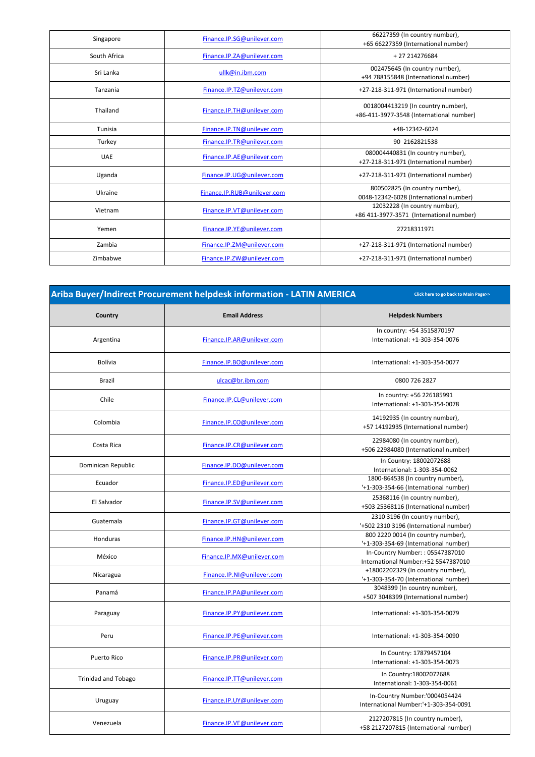| Singapore | Finance.IP.SG@unilever.com | 66227359 (In country number), +65 66227359 (International number) |
|---|---|---|
| South Africa | Finance.IP.ZA@unilever.com | + 27 214276684 |
| Sri Lanka | ullk@in.ibm.com | 002475645 (In country number), +94 788155848 (International number) |
| Tanzania | Finance.IP.TZ@unilever.com | +27-218-311-971 (International number) |
| Thailand | Finance.IP.TH@unilever.com | 0018004413219 (In country number), +86-411-3977-3548 (International number) |
| Tunisia | Finance.IP.TN@unilever.com | +48-12342-6024 |
| Turkey | Finance.IP.TR@unilever.com | 90 2162821538 |
| UAE | Finance.IP.AE@unilever.com | 080004440831 (In country number), +27-218-311-971 (International number) |
| Uganda | Finance.IP.UG@unilever.com | +27-218-311-971 (International number) |
| Ukraine | Finance.IP.RUB@unilever.com | 800502825 (In country number), 0048-12342-6028 (International number) |
| Vietnam | Finance.IP.VT@unilever.com | 12032228 (In country number), +86 411-3977-3571 (International number) |
| Yemen | Finance.IP.YE@unilever.com | 27218311971 |
| Zambia | Finance.IP.ZM@unilever.com | +27-218-311-971 (International number) |
| Zimbabwe | Finance.IP.ZW@unilever.com | +27-218-311-971 (International number) |

## Ariba Buyer/Indirect Procurement helpdesk information - LATIN AMERICA

Click here to go back to Main Page>>

| Country | Email Address | Helpdesk Numbers |
|---|---|---|
| Argentina | Finance.IP.AR@unilever.com | In country: +54 3515870197 International: +1-303-354-0076 |
| Bolívia | Finance.IP.BO@unilever.com | International: +1-303-354-0077 |
| Brazil | ulcac@br.ibm.com | 0800 726 2827 |
| Chile | Finance.IP.CL@unilever.com | In country: +56 226185991 International: +1-303-354-0078 |
| Colombia | Finance.IP.CO@unilever.com | 14192935 (In country number), +57 14192935 (International number) |
| Costa Rica | Finance.IP.CR@unilever.com | 22984080 (In country number), +506 22984080 (International number) |
| Dominican Republic | Finance.IP.DO@unilever.com | In Country: 18002072688 International: 1-303-354-0062 |
| Ecuador | Finance.IP.ED@unilever.com | 1800-864538 (In country number), '+1-303-354-66 (International number) |
| El Salvador | Finance.IP.SV@unilever.com | 25368116 (In country number), +503 25368116 (International number) |
| Guatemala | Finance.IP.GT@unilever.com | 2310 3196 (In country number), '+502 2310 3196 (International number) |
| Honduras | Finance.IP.HN@unilever.com | 800 2220 0014 (In country number), '+1-303-354-69 (International number) |
| México | Finance.IP.MX@unilever.com | In-Country Number: : 05547387010 International Number:+52 5547387010 |
| Nicaragua | Finance.IP.NI@unilever.com | +18002202329 (In country number), '+1-303-354-70 (International number) |
| Panamá | Finance.IP.PA@unilever.com | 3048399 (In country number), +507 3048399 (International number) |
| Paraguay | Finance.IP.PY@unilever.com | International: +1-303-354-0079 |
| Peru | Finance.IP.PE@unilever.com | International: +1-303-354-0090 |
| Puerto Rico | Finance.IP.PR@unilever.com | In Country: 17879457104 International: +1-303-354-0073 |
| Trinidad and Tobago | Finance.IP.TT@unilever.com | In Country:18002072688 International: 1-303-354-0061 |
| Uruguay | Finance.IP.UY@unilever.com | In-Country Number:'0004054424 International Number:'+1-303-354-0091 |
| Venezuela | Finance.IP.VE@unilever.com | 2127207815 (In country number), +58 2127207815 (International number) |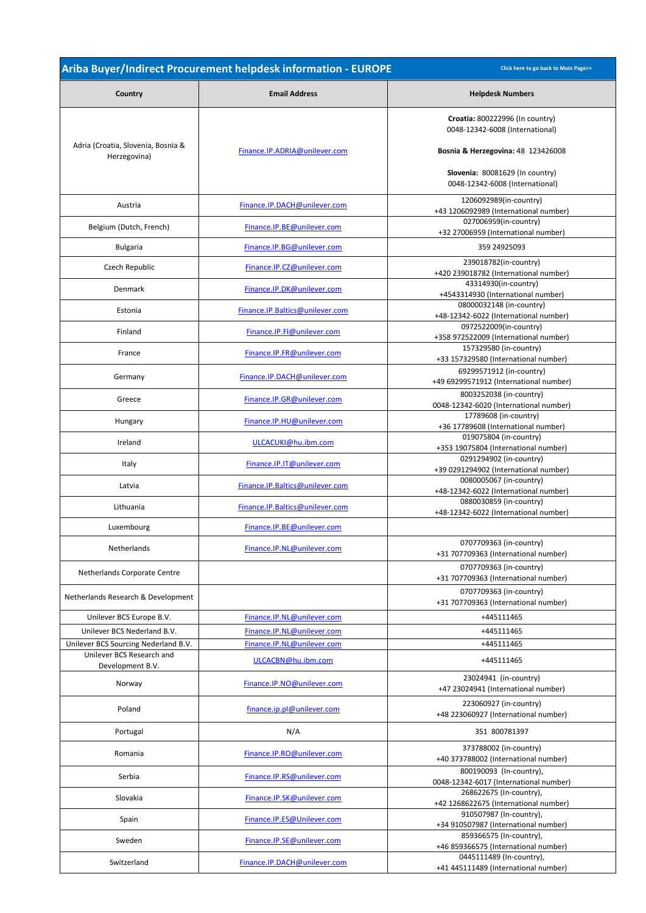## Ariba Buyer/Indirect Procurement helpdesk information - EUROPE

Click here to go back to Main Page>>

| Country | Email Address | Helpdesk Numbers |
|---|---|---|
| Adria (Croatia, Slovenia, Bosnia & Herzegovina) | Finance.IP.ADRIA@unilever.com | **Croatia:** 800222996 (In country)<br>0048-12342-6008 (International)<br><br>**Bosnia & Herzegovina:** 48 123426008<br><br>**Slovenia:** 80081629 (In country)<br>0048-12342-6008 (International) |
| Austria | Finance.IP.DACH@unilever.com | 1206092989(in-country)<br>+43 1206092989 (International number) |
| Belgium (Dutch, French) | Finance.IP.BE@unilever.com | 027006959(in-country)<br>+32 27006959 (International number) |
| Bulgaria | Finance.IP.BG@unilever.com | 359 24925093 |
| Czech Republic | Finance.IP.CZ@unilever.com | 239018782(in-country)<br>+420 239018782 (International number) |
| Denmark | Finance.IP.DK@unilever.com | 43314930(in-country)<br>+4543314930 (International number) |
| Estonia | Finance.IP.Baltics@unilever.com | 08000032148 (in-country)<br>+48-12342-6022 (International number) |
| Finland | Finance.IP.FI@unilever.com | 0972522009(in-country)<br>+358 972522009 (International number) |
| France | Finance.IP.FR@unilever.com | 157329580 (in-country)<br>+33 157329580 (International number) |
| Germany | Finance.IP.DACH@unilever.com | 69299571912 (in-country)<br>+49 69299571912 (International number) |
| Greece | Finance.IP.GR@unilever.com | 8003252038 (in-country)<br>0048-12342-6020 (International number) |
| Hungary | Finance.IP.HU@unilever.com | 17789608 (in-country)<br>+36 17789608 (International number) |
| Ireland | ULCACUKI@hu.ibm.com | 019075804 (in-country)<br>+353 19075804 (International number) |
| Italy | Finance.IP.IT@unilever.com | 0291294902 (in-country)<br>+39 0291294902 (International number) |
| Latvia | Finance.IP.Baltics@unilever.com | 0080005067 (in-country)<br>+48-12342-6022 (International number) |
| Lithuania | Finance.IP.Baltics@unilever.com | 0880030859 (in-country)<br>+48-12342-6022 (International number) |
| Luxembourg | Finance.IP.BE@unilever.com | |
| Netherlands | Finance.IP.NL@unilever.com | 0707709363 (in-country)<br>+31 707709363 (International number) |
| Netherlands Corporate Centre | | 0707709363 (in-country)<br>+31 707709363 (International number) |
| Netherlands Research & Development | | 0707709363 (in-country)<br>+31 707709363 (International number) |
| Unilever BCS Europe B.V. | Finance.IP.NL@unilever.com | +445111465 |
| Unilever BCS Nederland B.V. | Finance.IP.NL@unilever.com | +445111465 |
| Unilever BCS Sourcing Nederland B.V. | Finance.IP.NL@unilever.com | +445111465 |
| Unilever BCS Research and Development B.V. | ULCACBN@hu.ibm.com | +445111465 |
| Norway | Finance.IP.NO@unilever.com | 23024941 (in-country)<br>+47 23024941 (International number) |
| Poland | finance.ip.pl@unilever.com | 223060927 (in-country)<br>+48 223060927 (International number) |
| Portugal | N/A | 351 800781397 |
| Romania | Finance.IP.RO@unilever.com | 373788002 (in-country)<br>+40 373788002 (International number) |
| Serbia | Finance.IP.RS@unilever.com | 800190093 (In-country),<br>0048-12342-6017 (International number) |
| Slovakia | Finance.IP.SK@unilever.com | 268622675 (In-country),<br>+42 1268622675 (International number) |
| Spain | Finance.IP.ES@Unilever.com | 910507987 (In-country),<br>+34 910507987 (International number) |
| Sweden | Finance.IP.SE@unilever.com | 859366575 (In-country),<br>+46 859366575 (International number) |
| Switzerland | Finance.IP.DACH@unilever.com | 0445111489 (In-country),<br>+41 445111489 (International number) |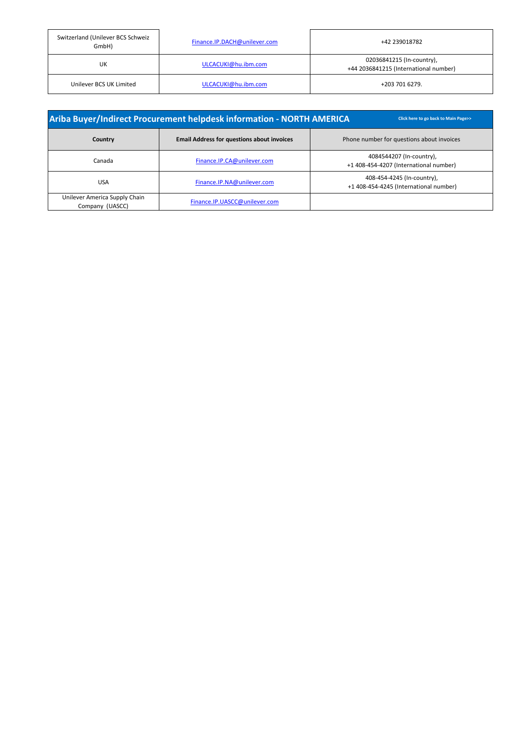| | | |
|---|---|---|
| Switzerland (Unilever BCS Schweiz GmbH) | Finance.IP.DACH@unilever.com | +42 239018782 |
| UK | ULCACUKI@hu.ibm.com | 02036841215 (In-country),<br>+44 2036841215 (International number) |
| Unilever BCS UK Limited | ULCACUKI@hu.ibm.com | +203 701 6279. |

## Ariba Buyer/Indirect Procurement helpdesk information - NORTH AMERICA

Click here to go back to Main Page>>

| Country | Email Address for questions about invoices | Phone number for questions about invoices |
|---|---|---|
| Canada | Finance.IP.CA@unilever.com | 4084544207 (In-country),<br>+1 408-454-4207 (International number) |
| USA | Finance.IP.NA@unilever.com | 408-454-4245 (In-country),<br>+1 408-454-4245 (International number) |
| Unilever America Supply Chain Company (UASCC) | Finance.IP.UASCC@unilever.com | |